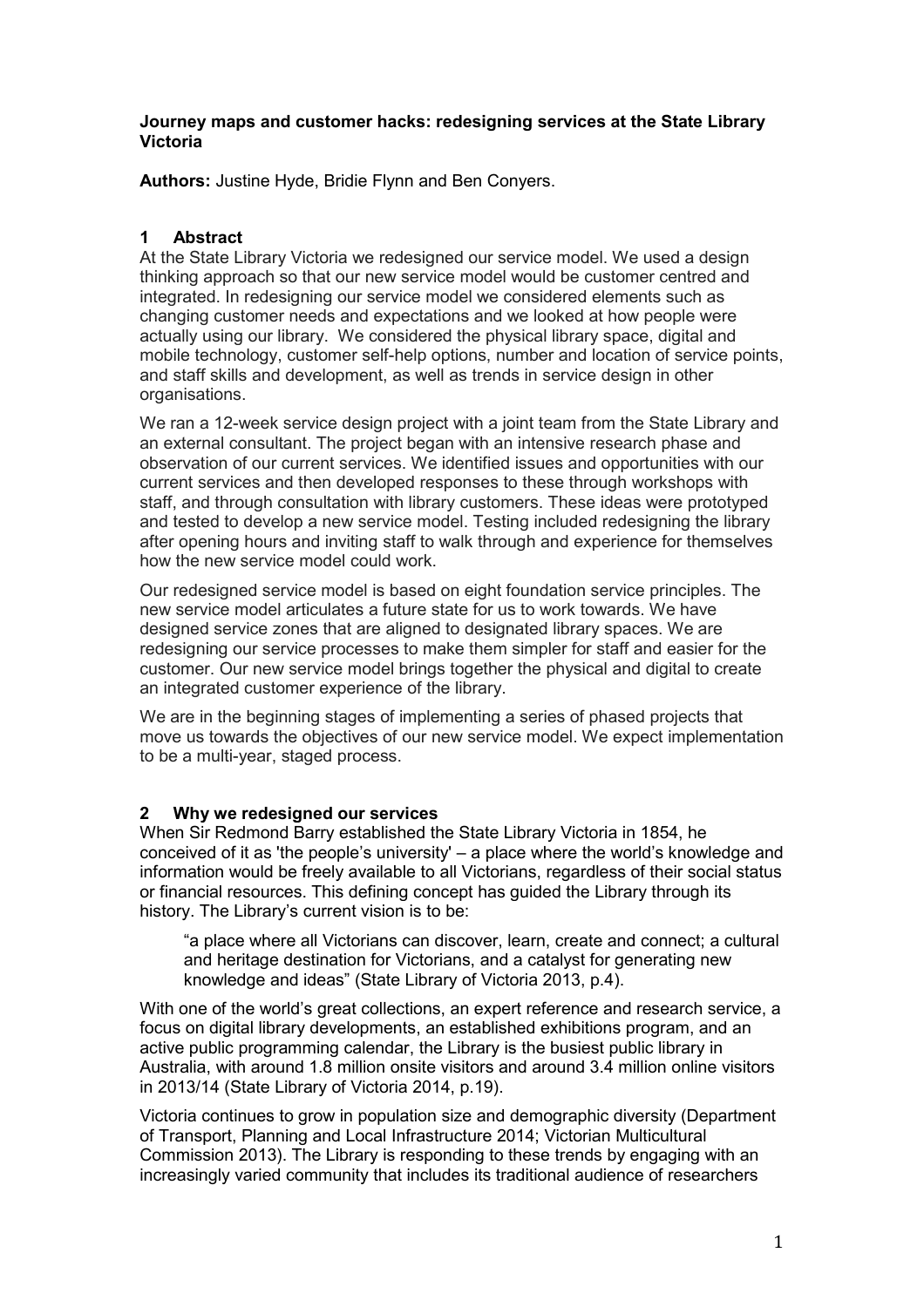**Journey maps and customer hacks: redesigning services at the State Library Victoria**

**Authors:** Justine Hyde, Bridie Flynn and Ben Conyers.

## 1 Abstract

At the State Library Victoria we redesigned our service model. We used a design thinking approach so that our new service model would be customer centred and integrated. In redesigning our service model we considered elements such as changing customer needs and expectations and we looked at how people were actually using our library. We considered the physical library space, digital and mobile technology, customer self-help options, number and location of service points, and staff skills and development, as well as trends in service design in other organisations.

We ran a 12-week service design project with a joint team from the State Library and an external consultant. The project began with an intensive research phase and observation of our current services. We identified issues and opportunities with our current services and then developed responses to these through workshops with staff, and through consultation with library customers. These ideas were prototyped and tested to develop a new service model. Testing included redesigning the library after opening hours and inviting staff to walk through and experience for themselves how the new service model could work.

Our redesigned service model is based on eight foundation service principles. The new service model articulates a future state for us to work towards. We have designed service zones that are aligned to designated library spaces. We are redesigning our service processes to make them simpler for staff and easier for the customer. Our new service model brings together the physical and digital to create an integrated customer experience of the library.

We are in the beginning stages of implementing a series of phased projects that move us towards the objectives of our new service model. We expect implementation to be a multi-year, staged process.

## 2 Why we redesigned our services

When Sir Redmond Barry established the State Library Victoria in 1854, he conceived of it as 'the people's university' – a place where the world's knowledge and information would be freely available to all Victorians, regardless of their social status or financial resources. This defining concept has guided the Library through its history. The Library's current vision is to be:

> "a place where all Victorians can discover, learn, create and connect; a cultural and heritage destination for Victorians, and a catalyst for generating new knowledge and ideas" (State Library of Victoria 2013, p.4).

With one of the world's great collections, an expert reference and research service, a focus on digital library developments, an established exhibitions program, and an active public programming calendar, the Library is the busiest public library in Australia, with around 1.8 million onsite visitors and around 3.4 million online visitors in 2013/14 (State Library of Victoria 2014, p.19).

Victoria continues to grow in population size and demographic diversity (Department of Transport, Planning and Local Infrastructure 2014; Victorian Multicultural Commission 2013). The Library is responding to these trends by engaging with an increasingly varied community that includes its traditional audience of researchers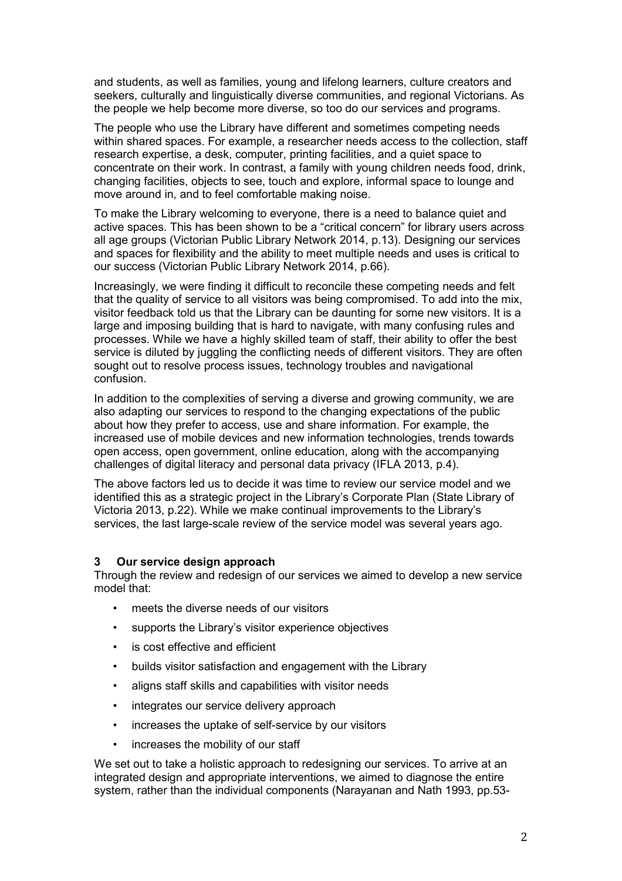and students, as well as families, young and lifelong learners, culture creators and seekers, culturally and linguistically diverse communities, and regional Victorians. As the people we help become more diverse, so too do our services and programs.

The people who use the Library have different and sometimes competing needs within shared spaces. For example, a researcher needs access to the collection, staff research expertise, a desk, computer, printing facilities, and a quiet space to concentrate on their work. In contrast, a family with young children needs food, drink, changing facilities, objects to see, touch and explore, informal space to lounge and move around in, and to feel comfortable making noise.

To make the Library welcoming to everyone, there is a need to balance quiet and active spaces. This has been shown to be a "critical concern" for library users across all age groups (Victorian Public Library Network 2014, p.13). Designing our services and spaces for flexibility and the ability to meet multiple needs and uses is critical to our success (Victorian Public Library Network 2014, p.66).

Increasingly, we were finding it difficult to reconcile these competing needs and felt that the quality of service to all visitors was being compromised. To add into the mix, visitor feedback told us that the Library can be daunting for some new visitors. It is a large and imposing building that is hard to navigate, with many confusing rules and processes. While we have a highly skilled team of staff, their ability to offer the best service is diluted by juggling the conflicting needs of different visitors. They are often sought out to resolve process issues, technology troubles and navigational confusion.

In addition to the complexities of serving a diverse and growing community, we are also adapting our services to respond to the changing expectations of the public about how they prefer to access, use and share information. For example, the increased use of mobile devices and new information technologies, trends towards open access, open government, online education, along with the accompanying challenges of digital literacy and personal data privacy (IFLA 2013, p.4).

The above factors led us to decide it was time to review our service model and we identified this as a strategic project in the Library's Corporate Plan (State Library of Victoria 2013, p.22). While we make continual improvements to the Library's services, the last large-scale review of the service model was several years ago.

## 3 Our service design approach

Through the review and redesign of our services we aimed to develop a new service model that:

- meets the diverse needs of our visitors
- supports the Library's visitor experience objectives
- is cost effective and efficient
- builds visitor satisfaction and engagement with the Library
- aligns staff skills and capabilities with visitor needs
- integrates our service delivery approach
- increases the uptake of self-service by our visitors
- increases the mobility of our staff

We set out to take a holistic approach to redesigning our services. To arrive at an integrated design and appropriate interventions, we aimed to diagnose the entire system, rather than the individual components (Narayanan and Nath 1993, pp.53-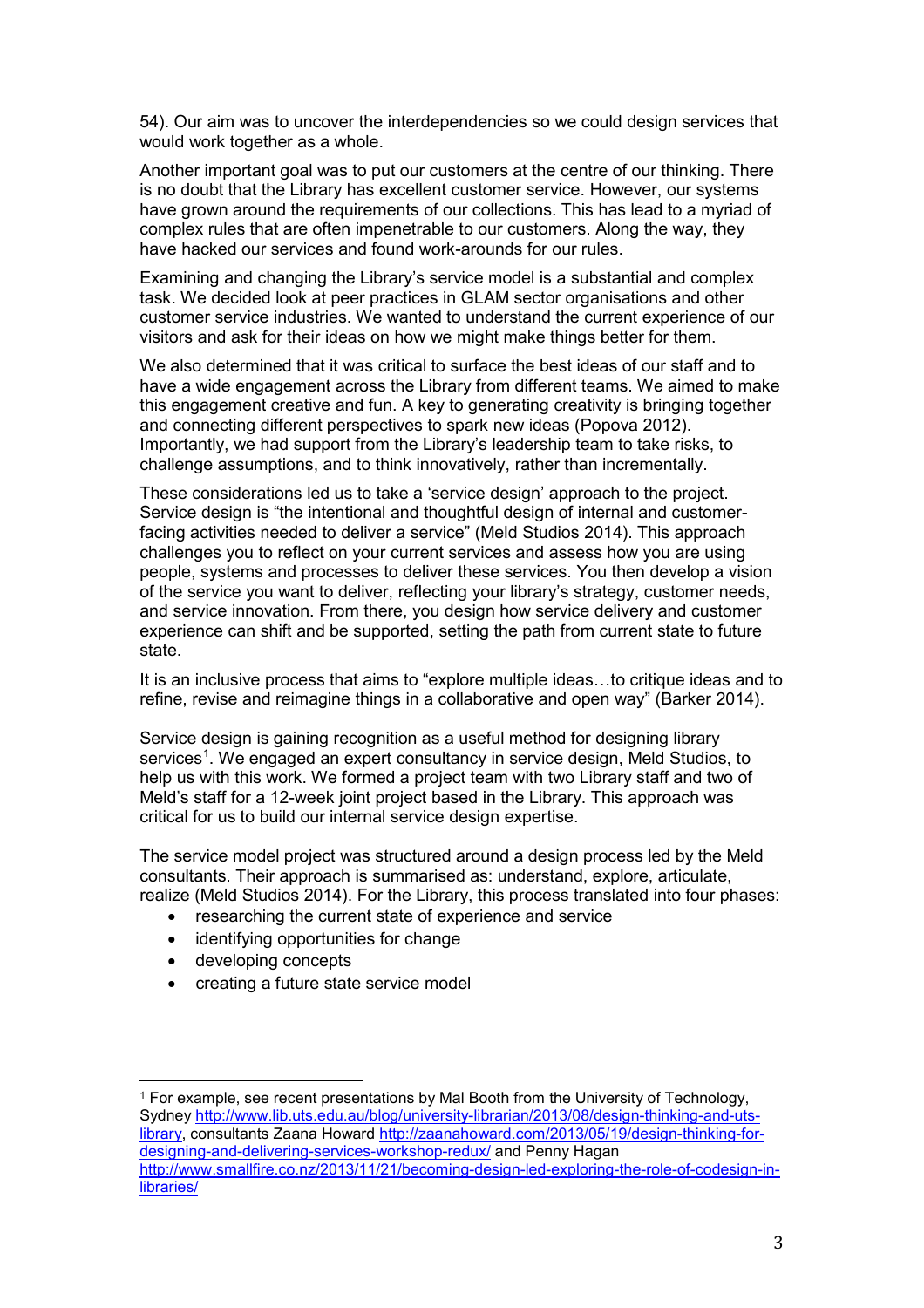54). Our aim was to uncover the interdependencies so we could design services that would work together as a whole.

Another important goal was to put our customers at the centre of our thinking. There is no doubt that the Library has excellent customer service. However, our systems have grown around the requirements of our collections. This has lead to a myriad of complex rules that are often impenetrable to our customers. Along the way, they have hacked our services and found work-arounds for our rules.

Examining and changing the Library's service model is a substantial and complex task. We decided look at peer practices in GLAM sector organisations and other customer service industries. We wanted to understand the current experience of our visitors and ask for their ideas on how we might make things better for them.

We also determined that it was critical to surface the best ideas of our staff and to have a wide engagement across the Library from different teams. We aimed to make this engagement creative and fun. A key to generating creativity is bringing together and connecting different perspectives to spark new ideas (Popova 2012). Importantly, we had support from the Library's leadership team to take risks, to challenge assumptions, and to think innovatively, rather than incrementally.

These considerations led us to take a 'service design' approach to the project. Service design is "the intentional and thoughtful design of internal and customer-facing activities needed to deliver a service" (Meld Studios 2014). This approach challenges you to reflect on your current services and assess how you are using people, systems and processes to deliver these services. You then develop a vision of the service you want to deliver, reflecting your library's strategy, customer needs, and service innovation. From there, you design how service delivery and customer experience can shift and be supported, setting the path from current state to future state.

It is an inclusive process that aims to "explore multiple ideas…to critique ideas and to refine, revise and reimagine things in a collaborative and open way" (Barker 2014).

Service design is gaining recognition as a useful method for designing library services[1]. We engaged an expert consultancy in service design, Meld Studios, to help us with this work. We formed a project team with two Library staff and two of Meld's staff for a 12-week joint project based in the Library. This approach was critical for us to build our internal service design expertise.

The service model project was structured around a design process led by the Meld consultants. Their approach is summarised as: understand, explore, articulate, realize (Meld Studios 2014). For the Library, this process translated into four phases:

- researching the current state of experience and service
- identifying opportunities for change
- developing concepts
- creating a future state service model

[1] For example, see recent presentations by Mal Booth from the University of Technology, Sydney http://www.lib.uts.edu.au/blog/university-librarian/2013/08/design-thinking-and-uts-library, consultants Zaana Howard http://zaanahoward.com/2013/05/19/design-thinking-for-designing-and-delivering-services-workshop-redux/ and Penny Hagan http://www.smallfire.co.nz/2013/11/21/becoming-design-led-exploring-the-role-of-codesign-in-libraries/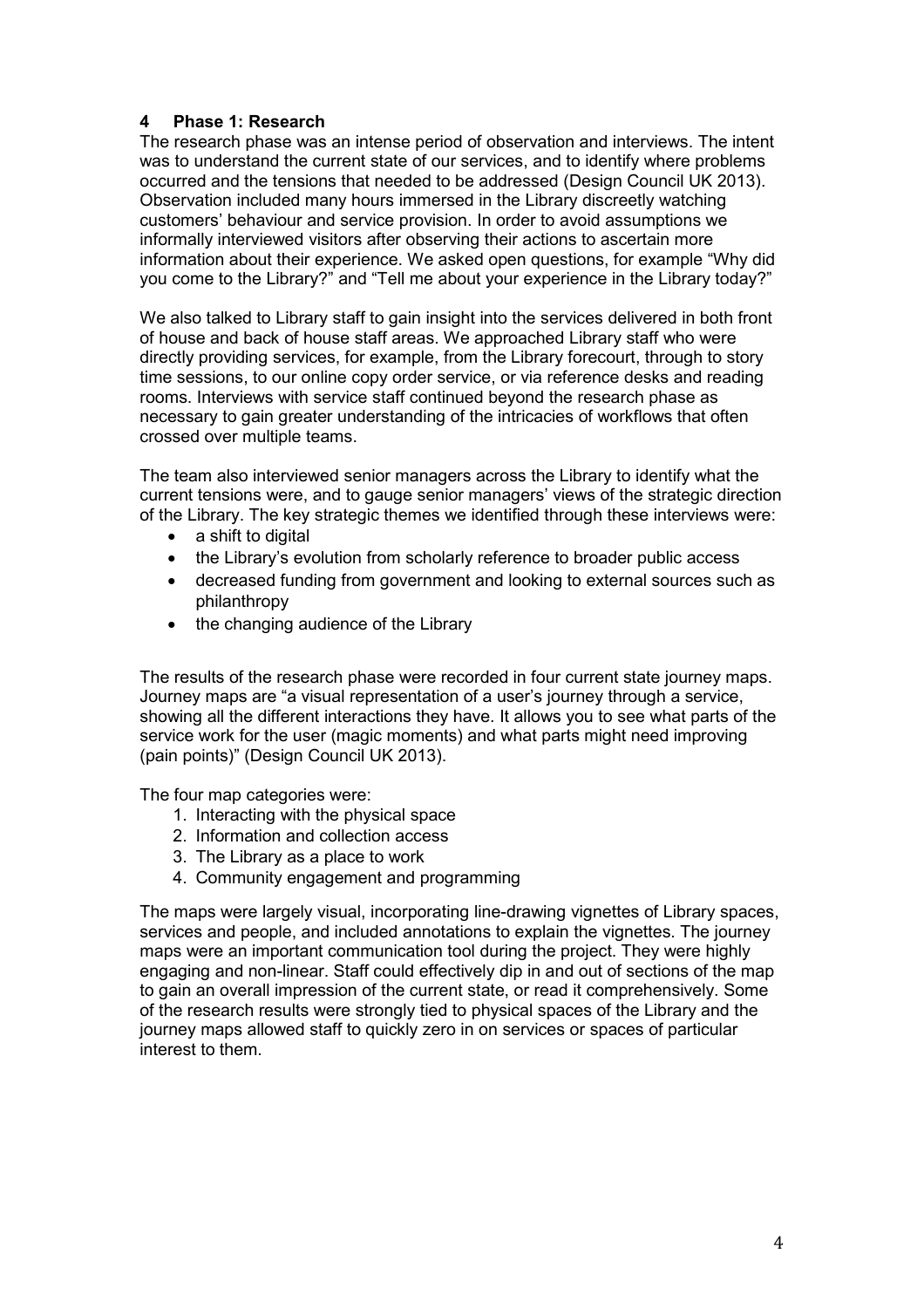## 4 Phase 1: Research

The research phase was an intense period of observation and interviews. The intent was to understand the current state of our services, and to identify where problems occurred and the tensions that needed to be addressed (Design Council UK 2013). Observation included many hours immersed in the Library discreetly watching customers' behaviour and service provision. In order to avoid assumptions we informally interviewed visitors after observing their actions to ascertain more information about their experience. We asked open questions, for example "Why did you come to the Library?" and "Tell me about your experience in the Library today?"

We also talked to Library staff to gain insight into the services delivered in both front of house and back of house staff areas. We approached Library staff who were directly providing services, for example, from the Library forecourt, through to story time sessions, to our online copy order service, or via reference desks and reading rooms. Interviews with service staff continued beyond the research phase as necessary to gain greater understanding of the intricacies of workflows that often crossed over multiple teams.

The team also interviewed senior managers across the Library to identify what the current tensions were, and to gauge senior managers' views of the strategic direction of the Library. The key strategic themes we identified through these interviews were:

- a shift to digital
- the Library's evolution from scholarly reference to broader public access
- decreased funding from government and looking to external sources such as philanthropy
- the changing audience of the Library

The results of the research phase were recorded in four current state journey maps. Journey maps are "a visual representation of a user's journey through a service, showing all the different interactions they have. It allows you to see what parts of the service work for the user (magic moments) and what parts might need improving (pain points)" (Design Council UK 2013).

The four map categories were:

1. Interacting with the physical space
2. Information and collection access
3. The Library as a place to work
4. Community engagement and programming

The maps were largely visual, incorporating line-drawing vignettes of Library spaces, services and people, and included annotations to explain the vignettes. The journey maps were an important communication tool during the project. They were highly engaging and non-linear. Staff could effectively dip in and out of sections of the map to gain an overall impression of the current state, or read it comprehensively. Some of the research results were strongly tied to physical spaces of the Library and the journey maps allowed staff to quickly zero in on services or spaces of particular interest to them.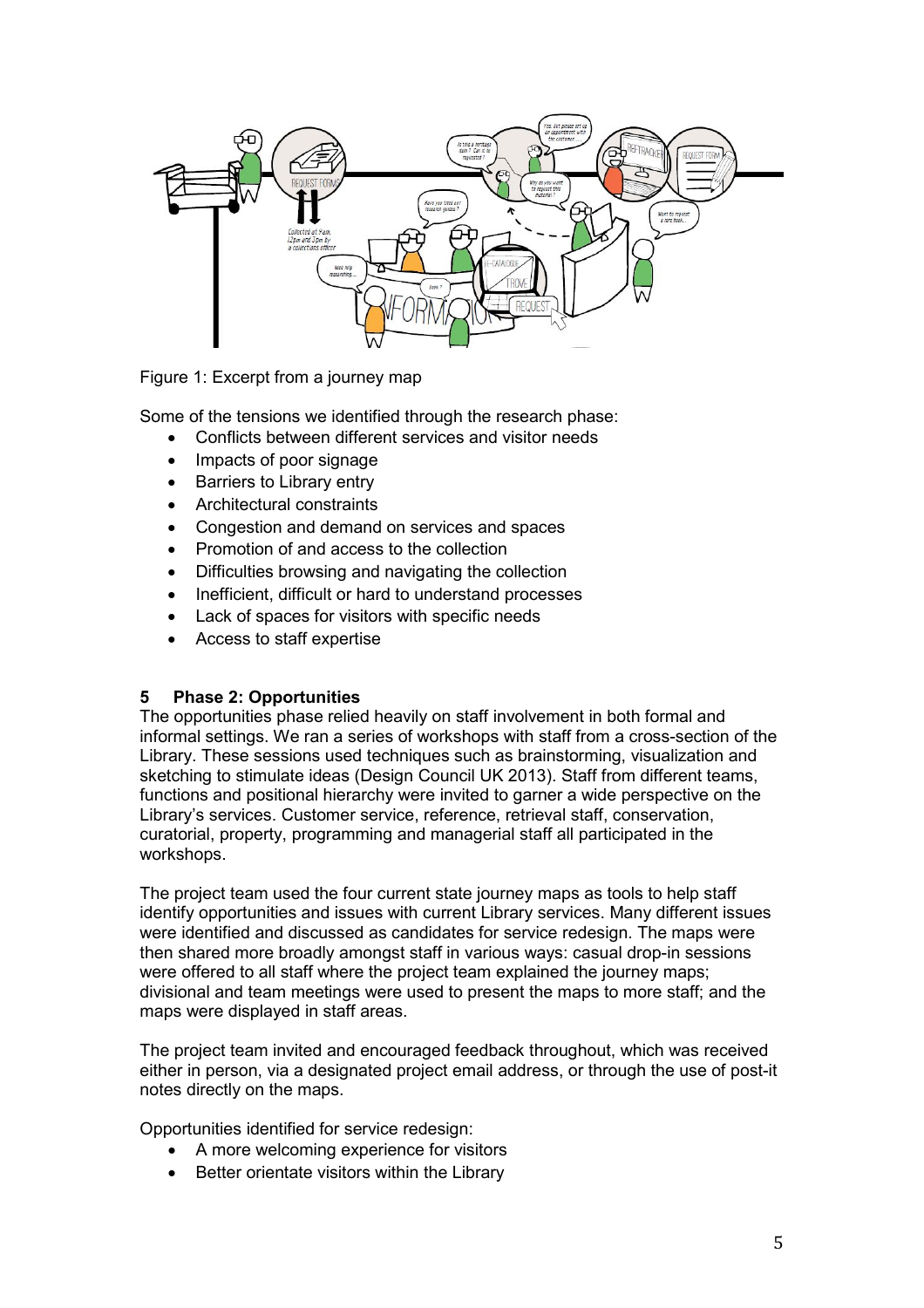Figure 1: Excerpt from a journey map

Some of the tensions we identified through the research phase:

- Conflicts between different services and visitor needs
- Impacts of poor signage
- Barriers to Library entry
- Architectural constraints
- Congestion and demand on services and spaces
- Promotion of and access to the collection
- Difficulties browsing and navigating the collection
- Inefficient, difficult or hard to understand processes
- Lack of spaces for visitors with specific needs
- Access to staff expertise

## 5 Phase 2: Opportunities

The opportunities phase relied heavily on staff involvement in both formal and informal settings. We ran a series of workshops with staff from a cross-section of the Library. These sessions used techniques such as brainstorming, visualization and sketching to stimulate ideas (Design Council UK 2013). Staff from different teams, functions and positional hierarchy were invited to garner a wide perspective on the Library's services. Customer service, reference, retrieval staff, conservation, curatorial, property, programming and managerial staff all participated in the workshops.

The project team used the four current state journey maps as tools to help staff identify opportunities and issues with current Library services. Many different issues were identified and discussed as candidates for service redesign. The maps were then shared more broadly amongst staff in various ways: casual drop-in sessions were offered to all staff where the project team explained the journey maps; divisional and team meetings were used to present the maps to more staff; and the maps were displayed in staff areas.

The project team invited and encouraged feedback throughout, which was received either in person, via a designated project email address, or through the use of post-it notes directly on the maps.

Opportunities identified for service redesign:

- A more welcoming experience for visitors
- Better orientate visitors within the Library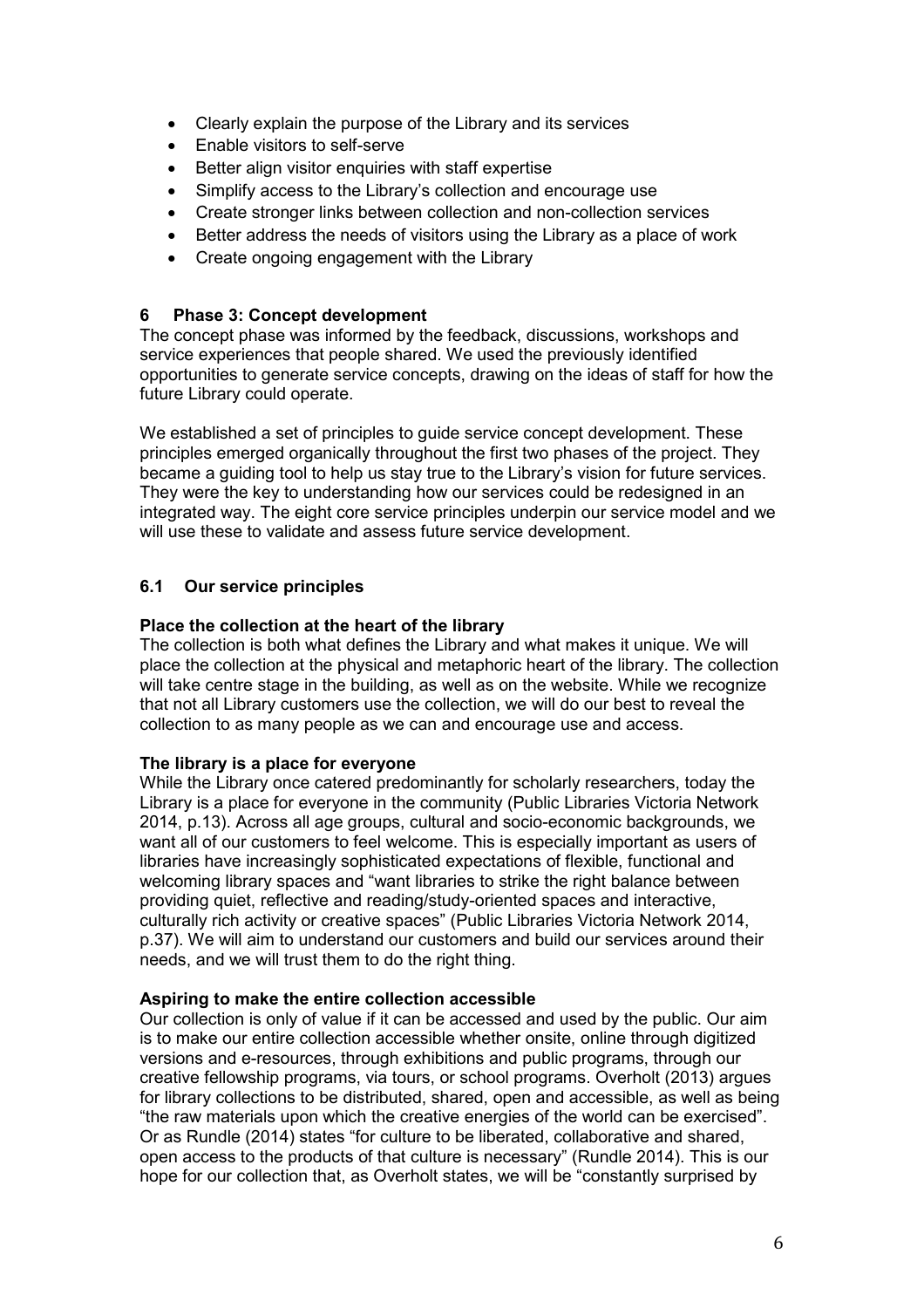- Clearly explain the purpose of the Library and its services
- Enable visitors to self-serve
- Better align visitor enquiries with staff expertise
- Simplify access to the Library's collection and encourage use
- Create stronger links between collection and non-collection services
- Better address the needs of visitors using the Library as a place of work
- Create ongoing engagement with the Library

## 6 Phase 3: Concept development

The concept phase was informed by the feedback, discussions, workshops and service experiences that people shared. We used the previously identified opportunities to generate service concepts, drawing on the ideas of staff for how the future Library could operate.

We established a set of principles to guide service concept development. These principles emerged organically throughout the first two phases of the project. They became a guiding tool to help us stay true to the Library's vision for future services. They were the key to understanding how our services could be redesigned in an integrated way. The eight core service principles underpin our service model and we will use these to validate and assess future service development.

### 6.1 Our service principles

**Place the collection at the heart of the library**

The collection is both what defines the Library and what makes it unique. We will place the collection at the physical and metaphoric heart of the library. The collection will take centre stage in the building, as well as on the website. While we recognize that not all Library customers use the collection, we will do our best to reveal the collection to as many people as we can and encourage use and access.

**The library is a place for everyone**

While the Library once catered predominantly for scholarly researchers, today the Library is a place for everyone in the community (Public Libraries Victoria Network 2014, p.13). Across all age groups, cultural and socio-economic backgrounds, we want all of our customers to feel welcome. This is especially important as users of libraries have increasingly sophisticated expectations of flexible, functional and welcoming library spaces and "want libraries to strike the right balance between providing quiet, reflective and reading/study-oriented spaces and interactive, culturally rich activity or creative spaces" (Public Libraries Victoria Network 2014, p.37). We will aim to understand our customers and build our services around their needs, and we will trust them to do the right thing.

**Aspiring to make the entire collection accessible**

Our collection is only of value if it can be accessed and used by the public. Our aim is to make our entire collection accessible whether onsite, online through digitized versions and e-resources, through exhibitions and public programs, through our creative fellowship programs, via tours, or school programs. Overholt (2013) argues for library collections to be distributed, shared, open and accessible, as well as being "the raw materials upon which the creative energies of the world can be exercised". Or as Rundle (2014) states "for culture to be liberated, collaborative and shared, open access to the products of that culture is necessary" (Rundle 2014). This is our hope for our collection that, as Overholt states, we will be "constantly surprised by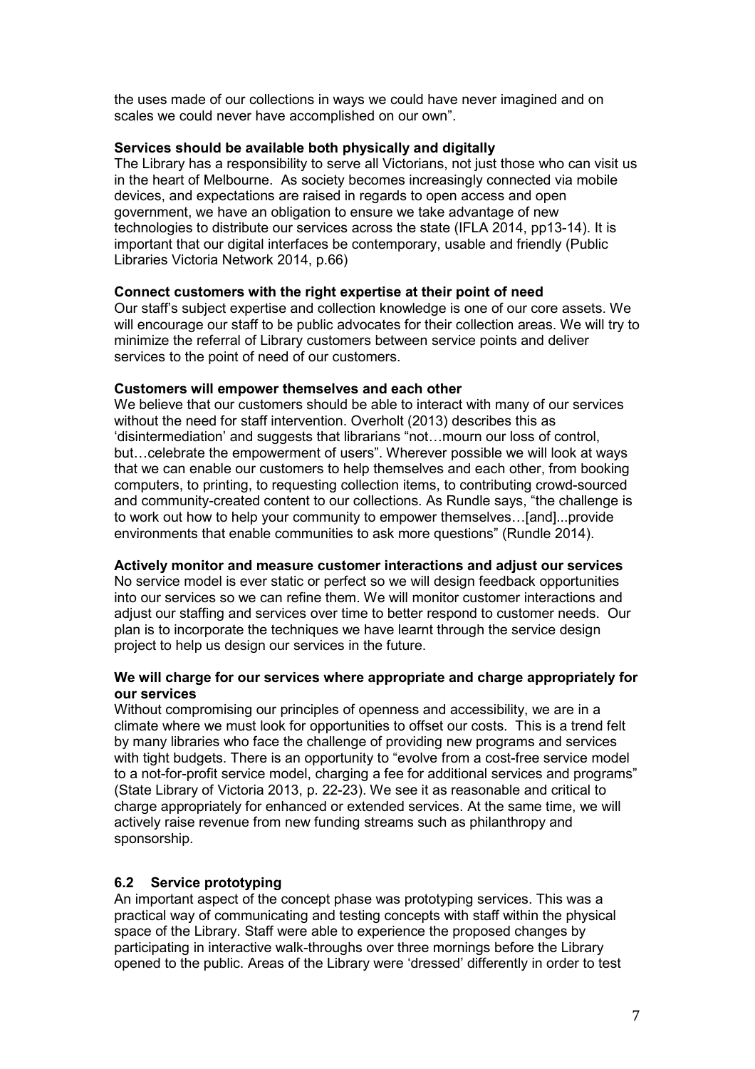the uses made of our collections in ways we could have never imagined and on scales we could never have accomplished on our own".

**Services should be available both physically and digitally**

The Library has a responsibility to serve all Victorians, not just those who can visit us in the heart of Melbourne. As society becomes increasingly connected via mobile devices, and expectations are raised in regards to open access and open government, we have an obligation to ensure we take advantage of new technologies to distribute our services across the state (IFLA 2014, pp13-14). It is important that our digital interfaces be contemporary, usable and friendly (Public Libraries Victoria Network 2014, p.66)

**Connect customers with the right expertise at their point of need**

Our staff's subject expertise and collection knowledge is one of our core assets. We will encourage our staff to be public advocates for their collection areas. We will try to minimize the referral of Library customers between service points and deliver services to the point of need of our customers.

**Customers will empower themselves and each other**

We believe that our customers should be able to interact with many of our services without the need for staff intervention. Overholt (2013) describes this as 'disintermediation' and suggests that librarians "not…mourn our loss of control, but…celebrate the empowerment of users". Wherever possible we will look at ways that we can enable our customers to help themselves and each other, from booking computers, to printing, to requesting collection items, to contributing crowd-sourced and community-created content to our collections. As Rundle says, "the challenge is to work out how to help your community to empower themselves…[and]...provide environments that enable communities to ask more questions" (Rundle 2014).

**Actively monitor and measure customer interactions and adjust our services**

No service model is ever static or perfect so we will design feedback opportunities into our services so we can refine them. We will monitor customer interactions and adjust our staffing and services over time to better respond to customer needs. Our plan is to incorporate the techniques we have learnt through the service design project to help us design our services in the future.

**We will charge for our services where appropriate and charge appropriately for our services**

Without compromising our principles of openness and accessibility, we are in a climate where we must look for opportunities to offset our costs. This is a trend felt by many libraries who face the challenge of providing new programs and services with tight budgets. There is an opportunity to "evolve from a cost-free service model to a not-for-profit service model, charging a fee for additional services and programs" (State Library of Victoria 2013, p. 22-23). We see it as reasonable and critical to charge appropriately for enhanced or extended services. At the same time, we will actively raise revenue from new funding streams such as philanthropy and sponsorship.

## 6.2 Service prototyping

An important aspect of the concept phase was prototyping services. This was a practical way of communicating and testing concepts with staff within the physical space of the Library. Staff were able to experience the proposed changes by participating in interactive walk-throughs over three mornings before the Library opened to the public. Areas of the Library were 'dressed' differently in order to test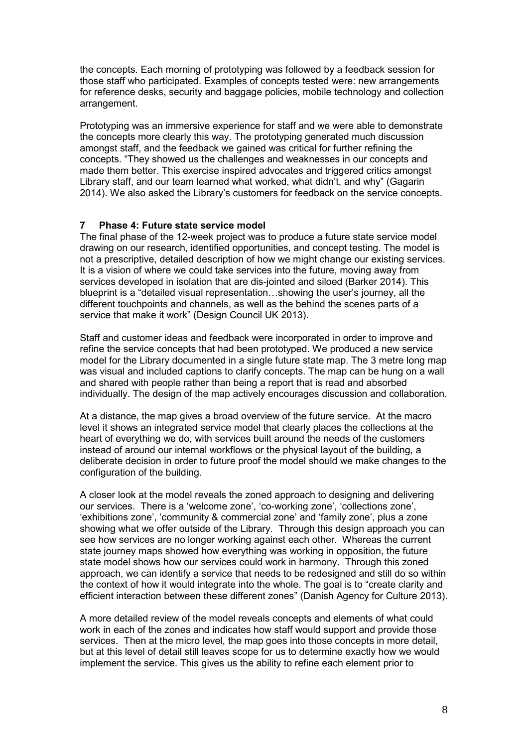the concepts. Each morning of prototyping was followed by a feedback session for those staff who participated. Examples of concepts tested were: new arrangements for reference desks, security and baggage policies, mobile technology and collection arrangement.

Prototyping was an immersive experience for staff and we were able to demonstrate the concepts more clearly this way. The prototyping generated much discussion amongst staff, and the feedback we gained was critical for further refining the concepts. “They showed us the challenges and weaknesses in our concepts and made them better. This exercise inspired advocates and triggered critics amongst Library staff, and our team learned what worked, what didn’t, and why” (Gagarin 2014). We also asked the Library’s customers for feedback on the service concepts.

## 7 Phase 4: Future state service model

The final phase of the 12-week project was to produce a future state service model drawing on our research, identified opportunities, and concept testing. The model is not a prescriptive, detailed description of how we might change our existing services. It is a vision of where we could take services into the future, moving away from services developed in isolation that are dis-jointed and siloed (Barker 2014). This blueprint is a “detailed visual representation…showing the user’s journey, all the different touchpoints and channels, as well as the behind the scenes parts of a service that make it work” (Design Council UK 2013).

Staff and customer ideas and feedback were incorporated in order to improve and refine the service concepts that had been prototyped. We produced a new service model for the Library documented in a single future state map. The 3 metre long map was visual and included captions to clarify concepts. The map can be hung on a wall and shared with people rather than being a report that is read and absorbed individually. The design of the map actively encourages discussion and collaboration.

At a distance, the map gives a broad overview of the future service. At the macro level it shows an integrated service model that clearly places the collections at the heart of everything we do, with services built around the needs of the customers instead of around our internal workflows or the physical layout of the building, a deliberate decision in order to future proof the model should we make changes to the configuration of the building.

A closer look at the model reveals the zoned approach to designing and delivering our services. There is a ‘welcome zone’, ‘co-working zone’, ‘collections zone’, ‘exhibitions zone’, ‘community & commercial zone’ and ‘family zone’, plus a zone showing what we offer outside of the Library. Through this design approach you can see how services are no longer working against each other. Whereas the current state journey maps showed how everything was working in opposition, the future state model shows how our services could work in harmony. Through this zoned approach, we can identify a service that needs to be redesigned and still do so within the context of how it would integrate into the whole. The goal is to “create clarity and efficient interaction between these different zones” (Danish Agency for Culture 2013).

A more detailed review of the model reveals concepts and elements of what could work in each of the zones and indicates how staff would support and provide those services. Then at the micro level, the map goes into those concepts in more detail, but at this level of detail still leaves scope for us to determine exactly how we would implement the service. This gives us the ability to refine each element prior to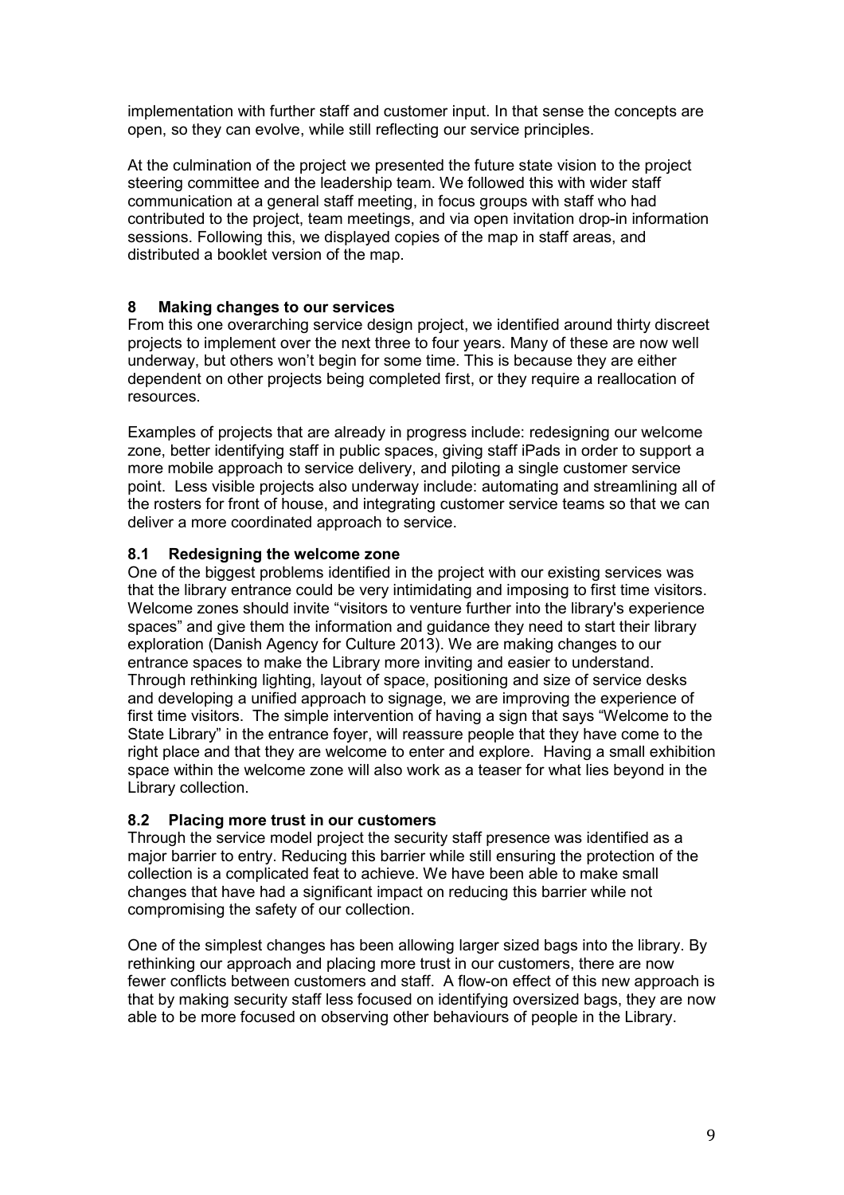implementation with further staff and customer input. In that sense the concepts are open, so they can evolve, while still reflecting our service principles.

At the culmination of the project we presented the future state vision to the project steering committee and the leadership team. We followed this with wider staff communication at a general staff meeting, in focus groups with staff who had contributed to the project, team meetings, and via open invitation drop-in information sessions. Following this, we displayed copies of the map in staff areas, and distributed a booklet version of the map.

## 8 Making changes to our services

From this one overarching service design project, we identified around thirty discreet projects to implement over the next three to four years. Many of these are now well underway, but others won't begin for some time. This is because they are either dependent on other projects being completed first, or they require a reallocation of resources.

Examples of projects that are already in progress include: redesigning our welcome zone, better identifying staff in public spaces, giving staff iPads in order to support a more mobile approach to service delivery, and piloting a single customer service point. Less visible projects also underway include: automating and streamlining all of the rosters for front of house, and integrating customer service teams so that we can deliver a more coordinated approach to service.

### 8.1 Redesigning the welcome zone

One of the biggest problems identified in the project with our existing services was that the library entrance could be very intimidating and imposing to first time visitors. Welcome zones should invite "visitors to venture further into the library's experience spaces" and give them the information and guidance they need to start their library exploration (Danish Agency for Culture 2013). We are making changes to our entrance spaces to make the Library more inviting and easier to understand. Through rethinking lighting, layout of space, positioning and size of service desks and developing a unified approach to signage, we are improving the experience of first time visitors. The simple intervention of having a sign that says "Welcome to the State Library" in the entrance foyer, will reassure people that they have come to the right place and that they are welcome to enter and explore. Having a small exhibition space within the welcome zone will also work as a teaser for what lies beyond in the Library collection.

### 8.2 Placing more trust in our customers

Through the service model project the security staff presence was identified as a major barrier to entry. Reducing this barrier while still ensuring the protection of the collection is a complicated feat to achieve. We have been able to make small changes that have had a significant impact on reducing this barrier while not compromising the safety of our collection.

One of the simplest changes has been allowing larger sized bags into the library. By rethinking our approach and placing more trust in our customers, there are now fewer conflicts between customers and staff. A flow-on effect of this new approach is that by making security staff less focused on identifying oversized bags, they are now able to be more focused on observing other behaviours of people in the Library.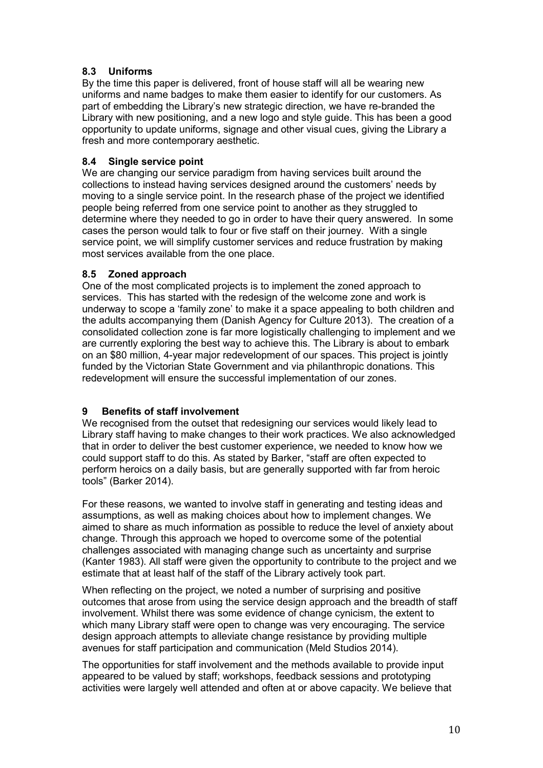### 8.3 Uniforms

By the time this paper is delivered, front of house staff will all be wearing new uniforms and name badges to make them easier to identify for our customers. As part of embedding the Library's new strategic direction, we have re-branded the Library with new positioning, and a new logo and style guide. This has been a good opportunity to update uniforms, signage and other visual cues, giving the Library a fresh and more contemporary aesthetic.

### 8.4 Single service point

We are changing our service paradigm from having services built around the collections to instead having services designed around the customers' needs by moving to a single service point. In the research phase of the project we identified people being referred from one service point to another as they struggled to determine where they needed to go in order to have their query answered. In some cases the person would talk to four or five staff on their journey. With a single service point, we will simplify customer services and reduce frustration by making most services available from the one place.

### 8.5 Zoned approach

One of the most complicated projects is to implement the zoned approach to services. This has started with the redesign of the welcome zone and work is underway to scope a 'family zone' to make it a space appealing to both children and the adults accompanying them (Danish Agency for Culture 2013). The creation of a consolidated collection zone is far more logistically challenging to implement and we are currently exploring the best way to achieve this. The Library is about to embark on an \$80 million, 4-year major redevelopment of our spaces. This project is jointly funded by the Victorian State Government and via philanthropic donations. This redevelopment will ensure the successful implementation of our zones.

## 9 Benefits of staff involvement

We recognised from the outset that redesigning our services would likely lead to Library staff having to make changes to their work practices. We also acknowledged that in order to deliver the best customer experience, we needed to know how we could support staff to do this. As stated by Barker, "staff are often expected to perform heroics on a daily basis, but are generally supported with far from heroic tools" (Barker 2014).

For these reasons, we wanted to involve staff in generating and testing ideas and assumptions, as well as making choices about how to implement changes. We aimed to share as much information as possible to reduce the level of anxiety about change. Through this approach we hoped to overcome some of the potential challenges associated with managing change such as uncertainty and surprise (Kanter 1983). All staff were given the opportunity to contribute to the project and we estimate that at least half of the staff of the Library actively took part.

When reflecting on the project, we noted a number of surprising and positive outcomes that arose from using the service design approach and the breadth of staff involvement. Whilst there was some evidence of change cynicism, the extent to which many Library staff were open to change was very encouraging. The service design approach attempts to alleviate change resistance by providing multiple avenues for staff participation and communication (Meld Studios 2014).

The opportunities for staff involvement and the methods available to provide input appeared to be valued by staff; workshops, feedback sessions and prototyping activities were largely well attended and often at or above capacity. We believe that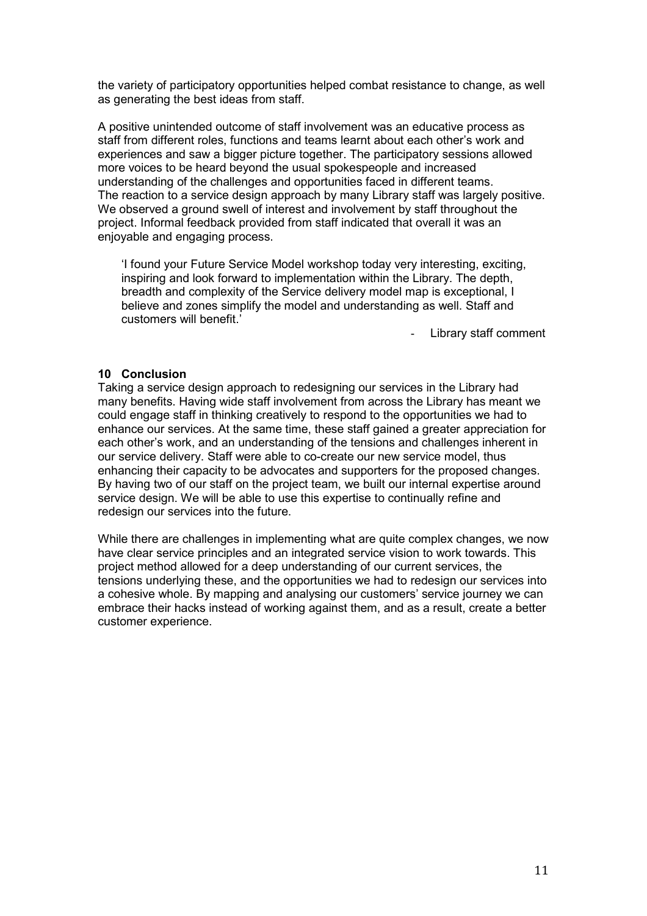the variety of participatory opportunities helped combat resistance to change, as well as generating the best ideas from staff.

A positive unintended outcome of staff involvement was an educative process as staff from different roles, functions and teams learnt about each other's work and experiences and saw a bigger picture together. The participatory sessions allowed more voices to be heard beyond the usual spokespeople and increased understanding of the challenges and opportunities faced in different teams. The reaction to a service design approach by many Library staff was largely positive. We observed a ground swell of interest and involvement by staff throughout the project. Informal feedback provided from staff indicated that overall it was an enjoyable and engaging process.

> 'I found your Future Service Model workshop today very interesting, exciting, inspiring and look forward to implementation within the Library. The depth, breadth and complexity of the Service delivery model map is exceptional, I believe and zones simplify the model and understanding as well. Staff and customers will benefit.'
>
> - Library staff comment

## 10 Conclusion

Taking a service design approach to redesigning our services in the Library had many benefits. Having wide staff involvement from across the Library has meant we could engage staff in thinking creatively to respond to the opportunities we had to enhance our services. At the same time, these staff gained a greater appreciation for each other's work, and an understanding of the tensions and challenges inherent in our service delivery. Staff were able to co-create our new service model, thus enhancing their capacity to be advocates and supporters for the proposed changes. By having two of our staff on the project team, we built our internal expertise around service design. We will be able to use this expertise to continually refine and redesign our services into the future.

While there are challenges in implementing what are quite complex changes, we now have clear service principles and an integrated service vision to work towards. This project method allowed for a deep understanding of our current services, the tensions underlying these, and the opportunities we had to redesign our services into a cohesive whole. By mapping and analysing our customers' service journey we can embrace their hacks instead of working against them, and as a result, create a better customer experience.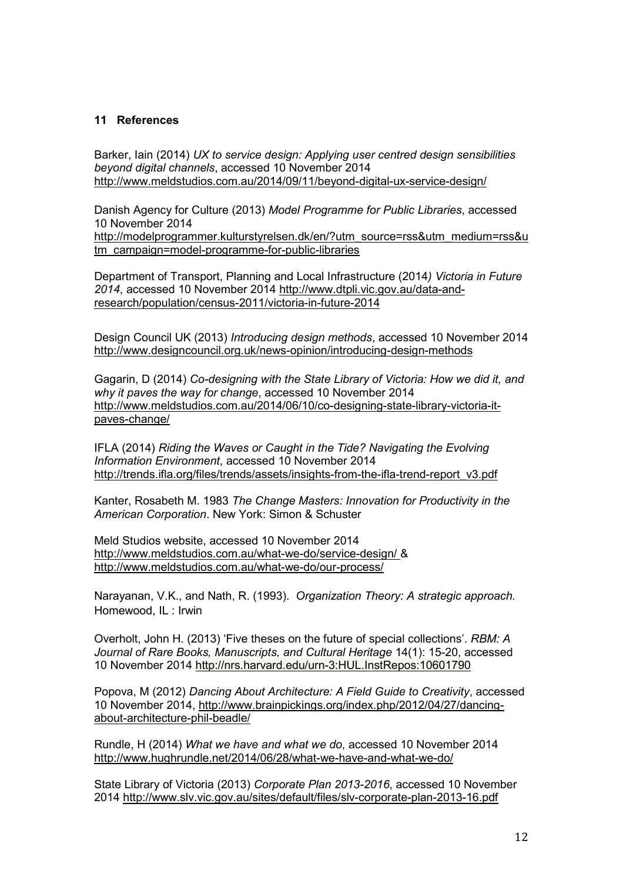## 11 References

Barker, Iain (2014) *UX to service design: Applying user centred design sensibilities beyond digital channels*, accessed 10 November 2014 http://www.meldstudios.com.au/2014/09/11/beyond-digital-ux-service-design/

Danish Agency for Culture (2013) *Model Programme for Public Libraries*, accessed 10 November 2014 http://modelprogrammer.kulturstyrelsen.dk/en/?utm_source=rss&utm_medium=rss&utm_campaign=model-programme-for-public-libraries

Department of Transport, Planning and Local Infrastructure (2014*) Victoria in Future 2014*, accessed 10 November 2014 http://www.dtpli.vic.gov.au/data-and-research/population/census-2011/victoria-in-future-2014

Design Council UK (2013) *Introducing design methods*, accessed 10 November 2014 http://www.designcouncil.org.uk/news-opinion/introducing-design-methods

Gagarin, D (2014) *Co-designing with the State Library of Victoria: How we did it, and why it paves the way for change*, accessed 10 November 2014 http://www.meldstudios.com.au/2014/06/10/co-designing-state-library-victoria-it-paves-change/

IFLA (2014) *Riding the Waves or Caught in the Tide? Navigating the Evolving Information Environment*, accessed 10 November 2014 http://trends.ifla.org/files/trends/assets/insights-from-the-ifla-trend-report_v3.pdf

Kanter, Rosabeth M. 1983 *The Change Masters: Innovation for Productivity in the American Corporation*. New York: Simon & Schuster

Meld Studios website, accessed 10 November 2014 http://www.meldstudios.com.au/what-we-do/service-design/ & http://www.meldstudios.com.au/what-we-do/our-process/

Narayanan, V.K., and Nath, R. (1993). *Organization Theory: A strategic approach.* Homewood, IL : Irwin

Overholt, John H. (2013) 'Five theses on the future of special collections'. *RBM: A Journal of Rare Books, Manuscripts, and Cultural Heritage* 14(1): 15-20, accessed 10 November 2014 http://nrs.harvard.edu/urn-3:HUL.InstRepos:10601790

Popova, M (2012) *Dancing About Architecture: A Field Guide to Creativity*, accessed 10 November 2014, http://www.brainpickings.org/index.php/2012/04/27/dancing-about-architecture-phil-beadle/

Rundle, H (2014) *What we have and what we do*, accessed 10 November 2014 http://www.hughrundle.net/2014/06/28/what-we-have-and-what-we-do/

State Library of Victoria (2013) *Corporate Plan 2013-2016*, accessed 10 November 2014 http://www.slv.vic.gov.au/sites/default/files/slv-corporate-plan-2013-16.pdf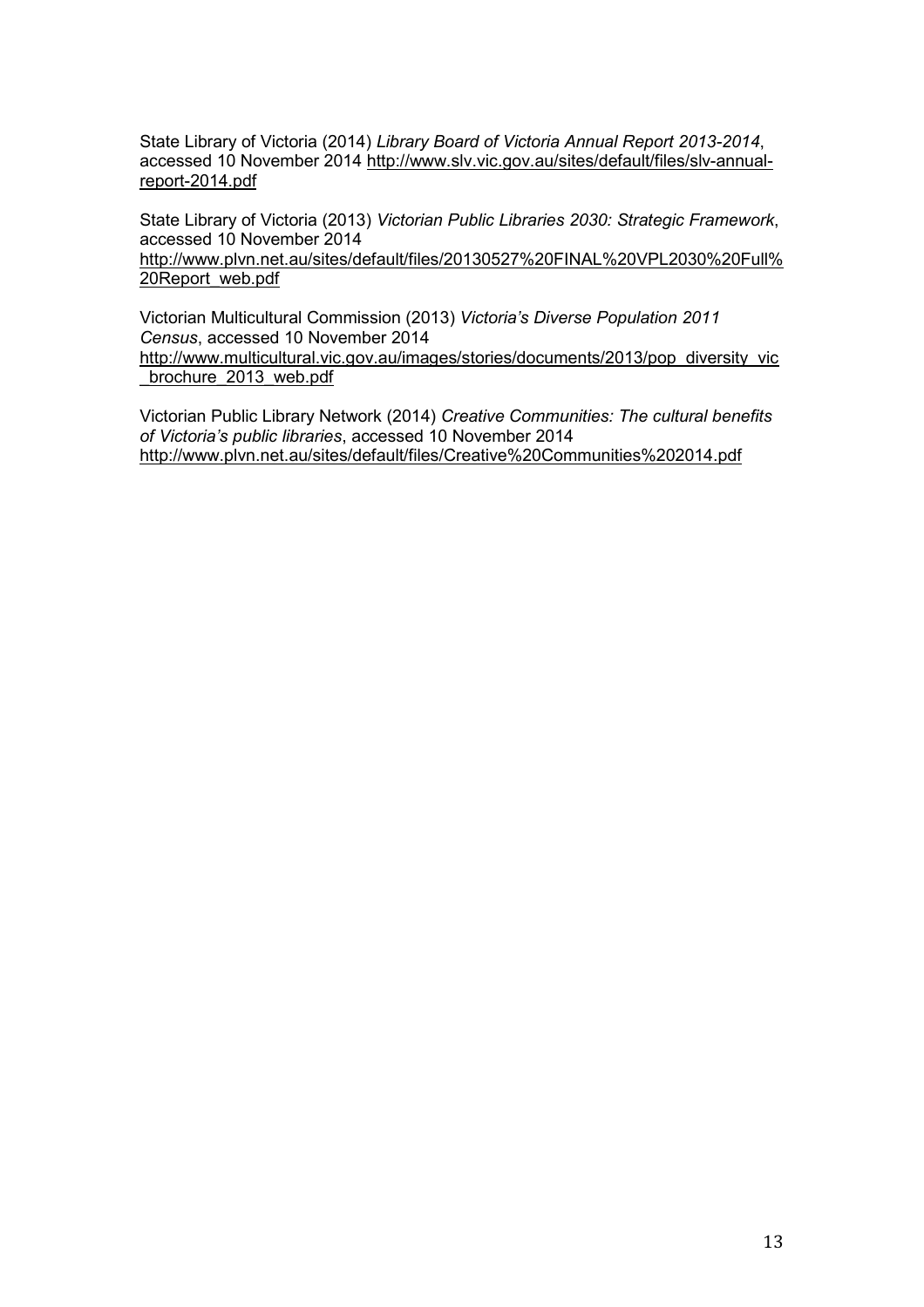State Library of Victoria (2014) *Library Board of Victoria Annual Report 2013-2014*, accessed 10 November 2014 http://www.slv.vic.gov.au/sites/default/files/slv-annual-report-2014.pdf

State Library of Victoria (2013) *Victorian Public Libraries 2030: Strategic Framework*, accessed 10 November 2014 http://www.plvn.net.au/sites/default/files/20130527%20FINAL%20VPL2030%20Full%20Report_web.pdf

Victorian Multicultural Commission (2013) *Victoria's Diverse Population 2011 Census*, accessed 10 November 2014 http://www.multicultural.vic.gov.au/images/stories/documents/2013/pop_diversity_vic_brochure_2013_web.pdf

Victorian Public Library Network (2014) *Creative Communities: The cultural benefits of Victoria's public libraries*, accessed 10 November 2014 http://www.plvn.net.au/sites/default/files/Creative%20Communities%202014.pdf